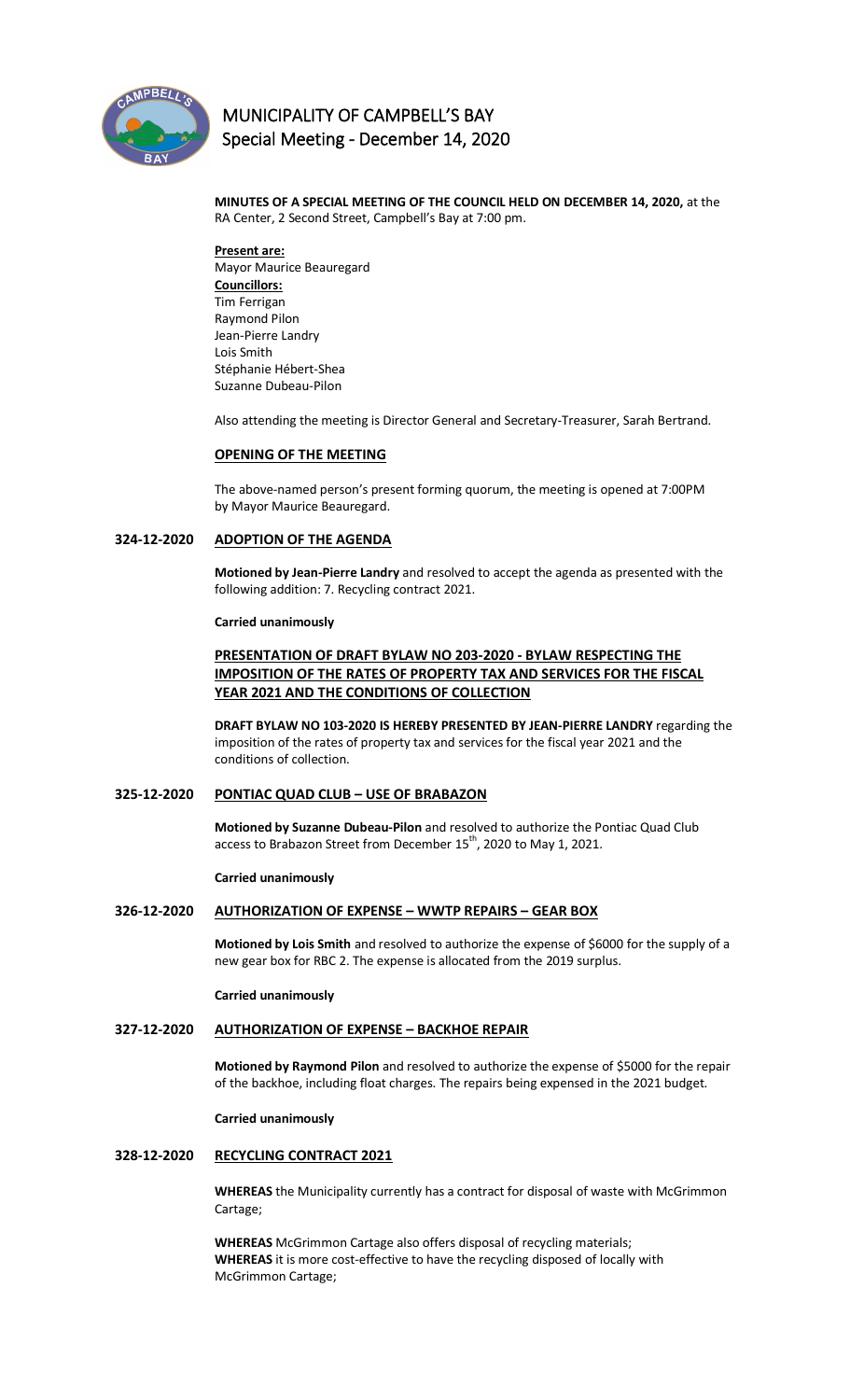# MUNICIPALITY OF CAMPBELL'S BAY
## Special Meeting - December 14, 2020

**MINUTES OF A SPECIAL MEETING OF THE COUNCIL HELD ON DECEMBER 14, 2020,** at the RA Center, 2 Second Street, Campbell's Bay at 7:00 pm.

**Present are:**
Mayor Maurice Beauregard
**Councillors:**
Tim Ferrigan
Raymond Pilon
Jean-Pierre Landry
Lois Smith
Stéphanie Hébert-Shea
Suzanne Dubeau-Pilon

Also attending the meeting is Director General and Secretary-Treasurer, Sarah Bertrand.

### OPENING OF THE MEETING

The above-named person's present forming quorum, the meeting is opened at 7:00PM by Mayor Maurice Beauregard.

### 324-12-2020 ADOPTION OF THE AGENDA

**Motioned by Jean-Pierre Landry** and resolved to accept the agenda as presented with the following addition: 7. Recycling contract 2021.

**Carried unanimously**

### PRESENTATION OF DRAFT BYLAW NO 203-2020 - BYLAW RESPECTING THE IMPOSITION OF THE RATES OF PROPERTY TAX AND SERVICES FOR THE FISCAL YEAR 2021 AND THE CONDITIONS OF COLLECTION

**DRAFT BYLAW NO 103-2020 IS HEREBY PRESENTED BY JEAN-PIERRE LANDRY** regarding the imposition of the rates of property tax and services for the fiscal year 2021 and the conditions of collection.

### 325-12-2020 PONTIAC QUAD CLUB – USE OF BRABAZON

**Motioned by Suzanne Dubeau-Pilon** and resolved to authorize the Pontiac Quad Club access to Brabazon Street from December 15th, 2020 to May 1, 2021.

**Carried unanimously**

### 326-12-2020 AUTHORIZATION OF EXPENSE – WWTP REPAIRS – GEAR BOX

**Motioned by Lois Smith** and resolved to authorize the expense of $6000 for the supply of a new gear box for RBC 2. The expense is allocated from the 2019 surplus.

**Carried unanimously**

### 327-12-2020 AUTHORIZATION OF EXPENSE – BACKHOE REPAIR

**Motioned by Raymond Pilon** and resolved to authorize the expense of $5000 for the repair of the backhoe, including float charges. The repairs being expensed in the 2021 budget.

**Carried unanimously**

### 328-12-2020 RECYCLING CONTRACT 2021

**WHEREAS** the Municipality currently has a contract for disposal of waste with McGrimmon Cartage;

**WHEREAS** McGrimmon Cartage also offers disposal of recycling materials;
**WHEREAS** it is more cost-effective to have the recycling disposed of locally with McGrimmon Cartage;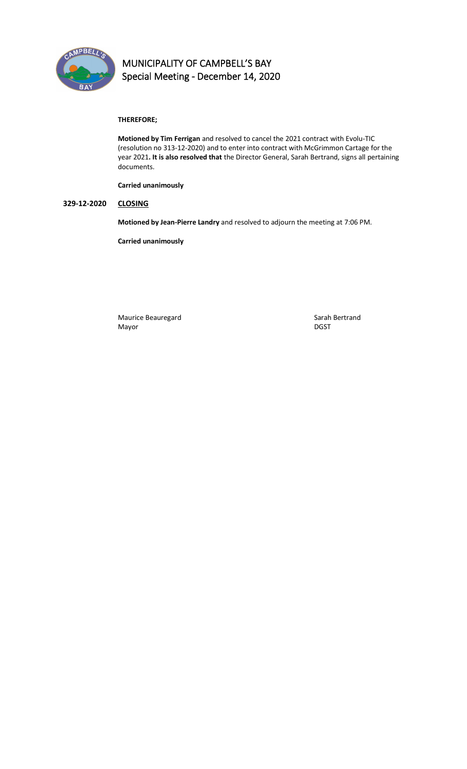**THEREFORE;**

**Motioned by Tim Ferrigan** and resolved to cancel the 2021 contract with Evolu-TIC (resolution no 313-12-2020) and to enter into contract with McGrimmon Cartage for the year 2021**. It is also resolved that** the Director General, Sarah Bertrand, signs all pertaining documents.

**Carried unanimously**

**329-12-2020** **CLOSING**

**Motioned by Jean-Pierre Landry** and resolved to adjourn the meeting at 7:06 PM.

**Carried unanimously**

Maurice Beauregard
Mayor

Sarah Bertrand
DGST